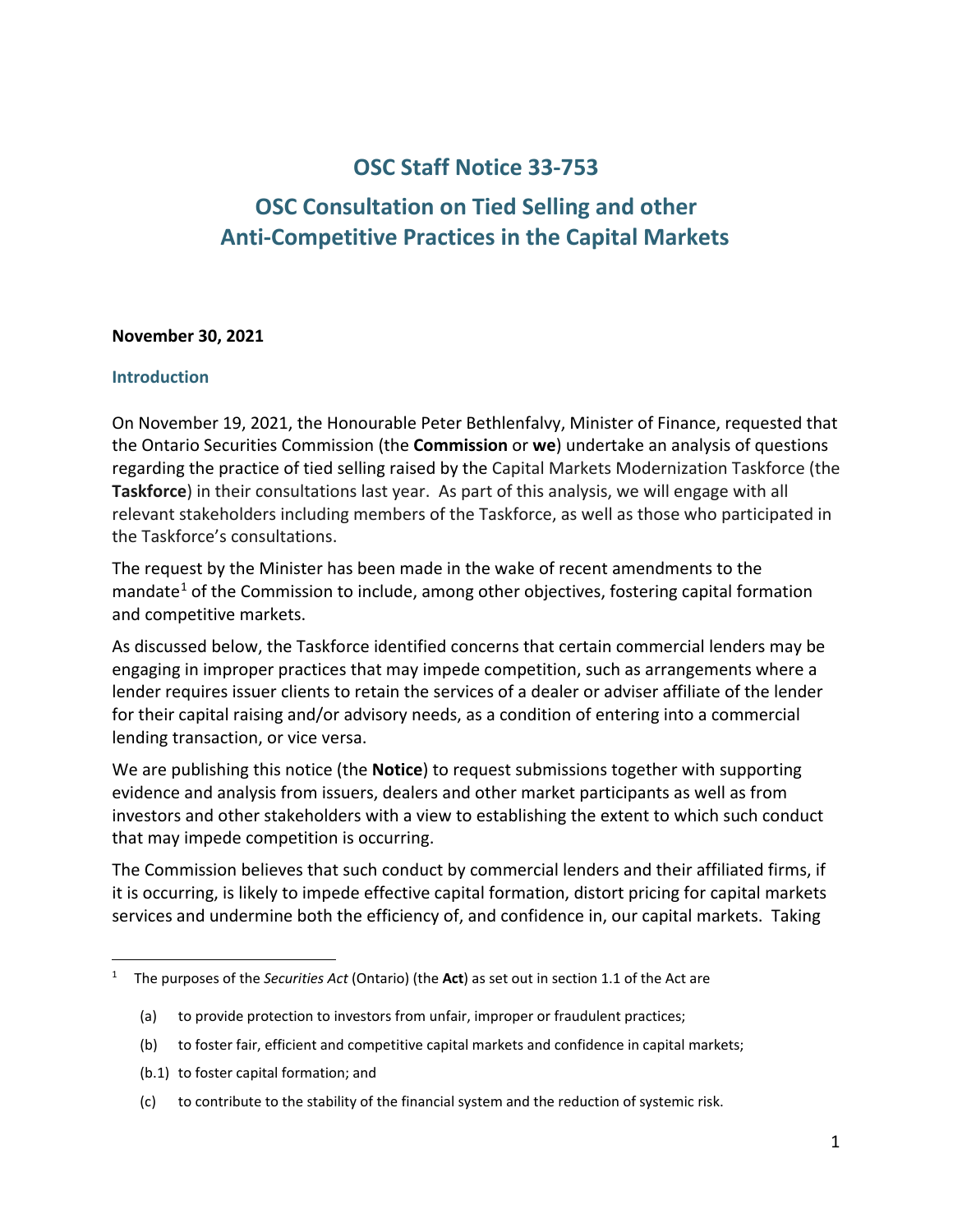# OSC Staff Notice 33-753

## OSC Consultation on Tied Selling and other Anti-Competitive Practices in the Capital Markets

**November 30, 2021**

### Introduction

On November 19, 2021, the Honourable Peter Bethlenfalvy, Minister of Finance, requested that the Ontario Securities Commission (the **Commission** or **we**) undertake an analysis of questions regarding the practice of tied selling raised by the Capital Markets Modernization Taskforce (the **Taskforce**) in their consultations last year. As part of this analysis, we will engage with all relevant stakeholders including members of the Taskforce, as well as those who participated in the Taskforce's consultations.

The request by the Minister has been made in the wake of recent amendments to the mandate[1] of the Commission to include, among other objectives, fostering capital formation and competitive markets.

As discussed below, the Taskforce identified concerns that certain commercial lenders may be engaging in improper practices that may impede competition, such as arrangements where a lender requires issuer clients to retain the services of a dealer or adviser affiliate of the lender for their capital raising and/or advisory needs, as a condition of entering into a commercial lending transaction, or vice versa.

We are publishing this notice (the **Notice**) to request submissions together with supporting evidence and analysis from issuers, dealers and other market participants as well as from investors and other stakeholders with a view to establishing the extent to which such conduct that may impede competition is occurring.

The Commission believes that such conduct by commercial lenders and their affiliated firms, if it is occurring, is likely to impede effective capital formation, distort pricing for capital markets services and undermine both the efficiency of, and confidence in, our capital markets. Taking

---

[1] The purposes of the *Securities Act* (Ontario) (the **Act**) as set out in section 1.1 of the Act are

(a) to provide protection to investors from unfair, improper or fraudulent practices;

(b) to foster fair, efficient and competitive capital markets and confidence in capital markets;

(b.1) to foster capital formation; and

(c) to contribute to the stability of the financial system and the reduction of systemic risk.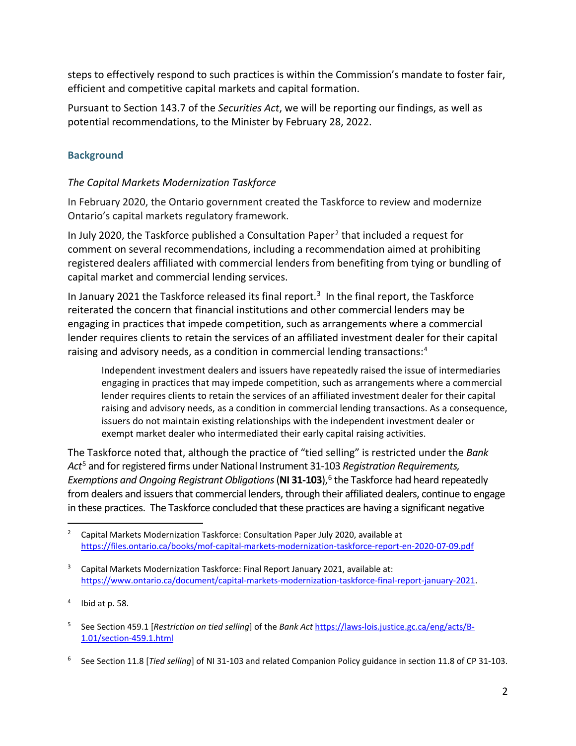steps to effectively respond to such practices is within the Commission's mandate to foster fair, efficient and competitive capital markets and capital formation.

Pursuant to Section 143.7 of the *Securities Act*, we will be reporting our findings, as well as potential recommendations, to the Minister by February 28, 2022.

## Background

### *The Capital Markets Modernization Taskforce*

In February 2020, the Ontario government created the Taskforce to review and modernize Ontario's capital markets regulatory framework.

In July 2020, the Taskforce published a Consultation Paper[2] that included a request for comment on several recommendations, including a recommendation aimed at prohibiting registered dealers affiliated with commercial lenders from benefiting from tying or bundling of capital market and commercial lending services.

In January 2021 the Taskforce released its final report.[3] In the final report, the Taskforce reiterated the concern that financial institutions and other commercial lenders may be engaging in practices that impede competition, such as arrangements where a commercial lender requires clients to retain the services of an affiliated investment dealer for their capital raising and advisory needs, as a condition in commercial lending transactions:[4]

> Independent investment dealers and issuers have repeatedly raised the issue of intermediaries engaging in practices that may impede competition, such as arrangements where a commercial lender requires clients to retain the services of an affiliated investment dealer for their capital raising and advisory needs, as a condition in commercial lending transactions. As a consequence, issuers do not maintain existing relationships with the independent investment dealer or exempt market dealer who intermediated their early capital raising activities.

The Taskforce noted that, although the practice of "tied selling" is restricted under the *Bank Act*[5] and for registered firms under National Instrument 31-103 *Registration Requirements, Exemptions and Ongoing Registrant Obligations* (**NI 31-103**),[6] the Taskforce had heard repeatedly from dealers and issuers that commercial lenders, through their affiliated dealers, continue to engage in these practices. The Taskforce concluded that these practices are having a significant negative

---

[2] Capital Markets Modernization Taskforce: Consultation Paper July 2020, available at https://files.ontario.ca/books/mof-capital-markets-modernization-taskforce-report-en-2020-07-09.pdf

[3] Capital Markets Modernization Taskforce: Final Report January 2021, available at: https://www.ontario.ca/document/capital-markets-modernization-taskforce-final-report-january-2021.

[4] Ibid at p. 58.

[5] See Section 459.1 [*Restriction on tied selling*] of the *Bank Act* https://laws-lois.justice.gc.ca/eng/acts/B-1.01/section-459.1.html

[6] See Section 11.8 [*Tied selling*] of NI 31-103 and related Companion Policy guidance in section 11.8 of CP 31-103.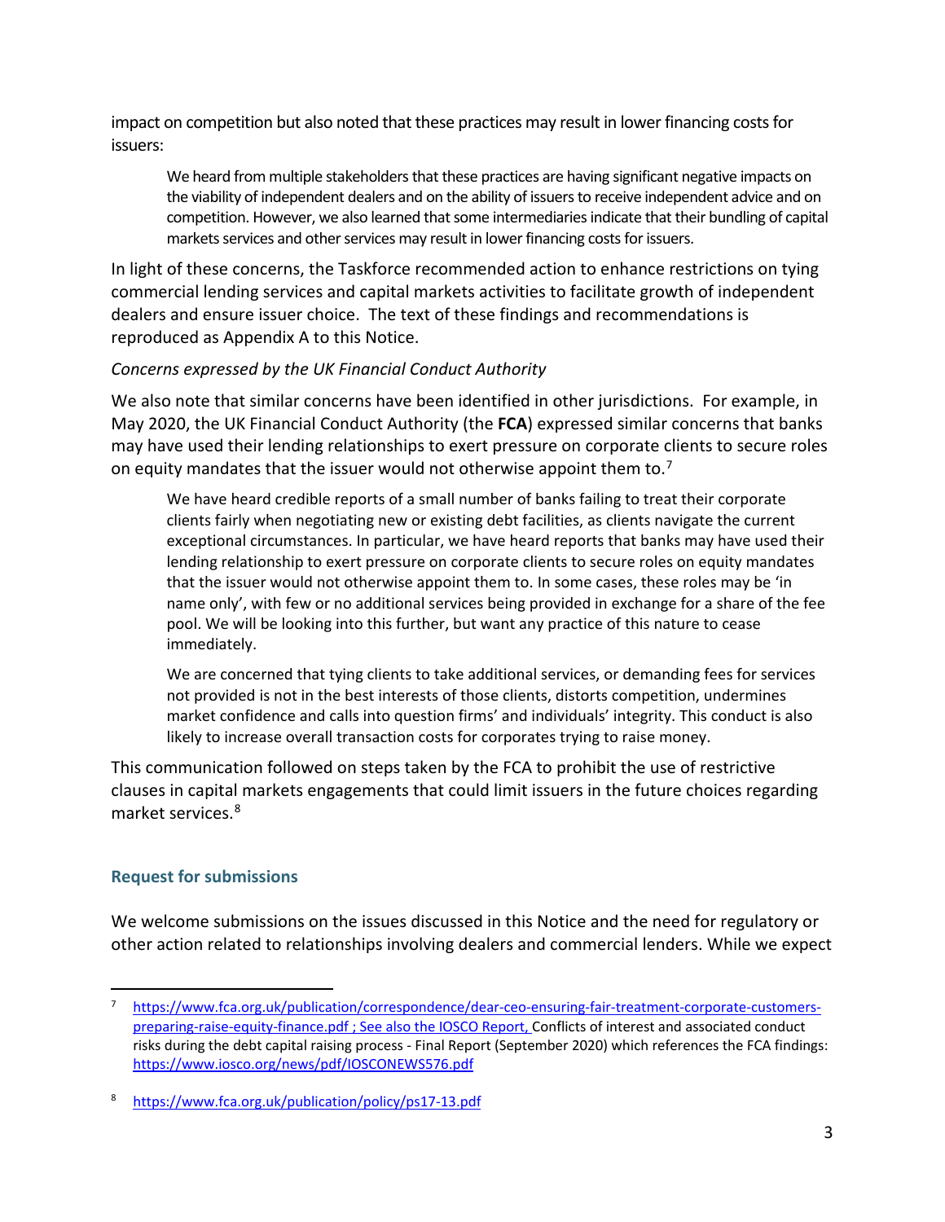impact on competition but also noted that these practices may result in lower financing costs for issuers:

> We heard from multiple stakeholders that these practices are having significant negative impacts on the viability of independent dealers and on the ability of issuers to receive independent advice and on competition. However, we also learned that some intermediaries indicate that their bundling of capital markets services and other services may result in lower financing costs for issuers.

In light of these concerns, the Taskforce recommended action to enhance restrictions on tying commercial lending services and capital markets activities to facilitate growth of independent dealers and ensure issuer choice. The text of these findings and recommendations is reproduced as Appendix A to this Notice.

*Concerns expressed by the UK Financial Conduct Authority*

We also note that similar concerns have been identified in other jurisdictions. For example, in May 2020, the UK Financial Conduct Authority (the **FCA**) expressed similar concerns that banks may have used their lending relationships to exert pressure on corporate clients to secure roles on equity mandates that the issuer would not otherwise appoint them to.[7]

> We have heard credible reports of a small number of banks failing to treat their corporate clients fairly when negotiating new or existing debt facilities, as clients navigate the current exceptional circumstances. In particular, we have heard reports that banks may have used their lending relationship to exert pressure on corporate clients to secure roles on equity mandates that the issuer would not otherwise appoint them to. In some cases, these roles may be 'in name only', with few or no additional services being provided in exchange for a share of the fee pool. We will be looking into this further, but want any practice of this nature to cease immediately.
>
> We are concerned that tying clients to take additional services, or demanding fees for services not provided is not in the best interests of those clients, distorts competition, undermines market confidence and calls into question firms' and individuals' integrity. This conduct is also likely to increase overall transaction costs for corporates trying to raise money.

This communication followed on steps taken by the FCA to prohibit the use of restrictive clauses in capital markets engagements that could limit issuers in the future choices regarding market services.[8]

## Request for submissions

We welcome submissions on the issues discussed in this Notice and the need for regulatory or other action related to relationships involving dealers and commercial lenders. While we expect

---

[7] https://www.fca.org.uk/publication/correspondence/dear-ceo-ensuring-fair-treatment-corporate-customers-preparing-raise-equity-finance.pdf ; See also the IOSCO Report, Conflicts of interest and associated conduct risks during the debt capital raising process - Final Report (September 2020) which references the FCA findings: https://www.iosco.org/news/pdf/IOSCONEWS576.pdf

[8] https://www.fca.org.uk/publication/policy/ps17-13.pdf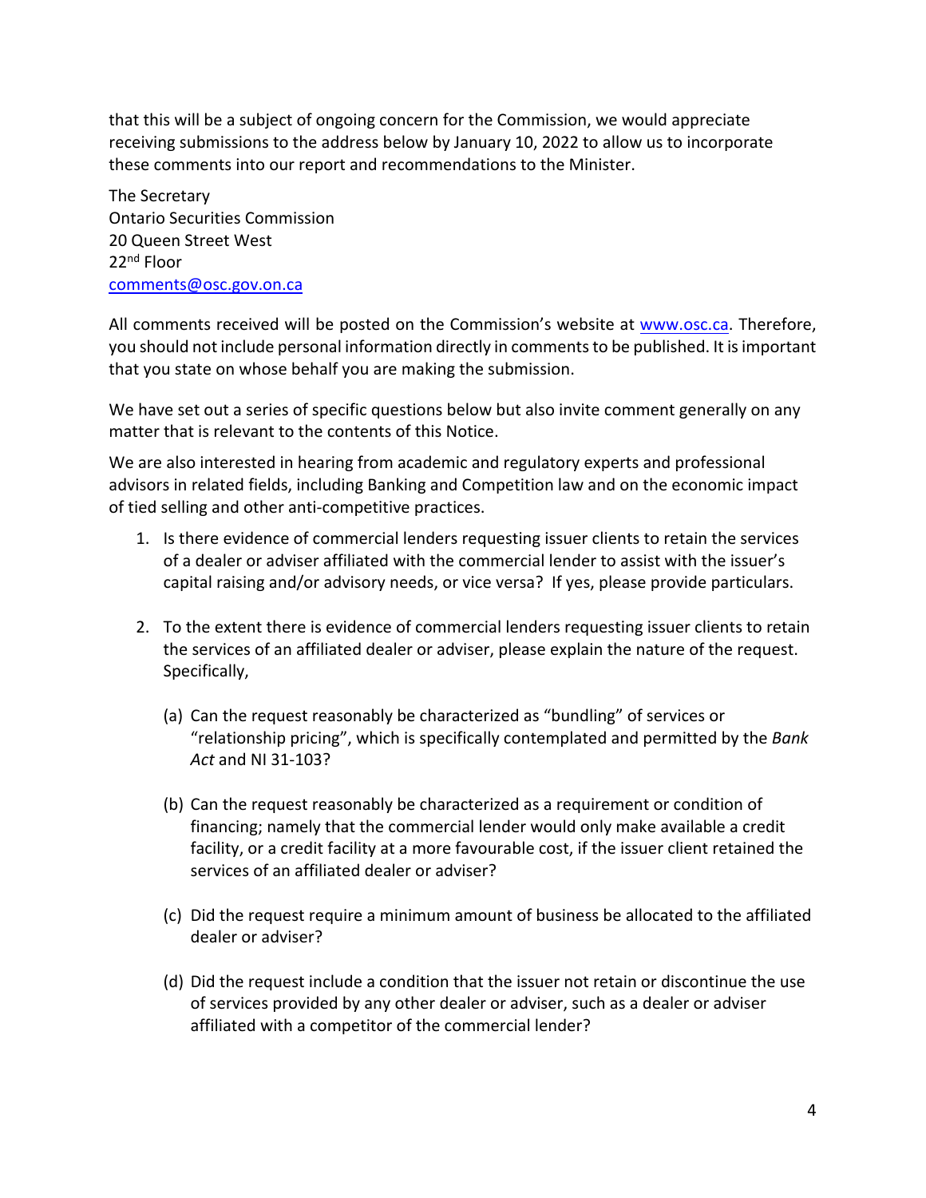that this will be a subject of ongoing concern for the Commission, we would appreciate receiving submissions to the address below by January 10, 2022 to allow us to incorporate these comments into our report and recommendations to the Minister.

The Secretary
Ontario Securities Commission
20 Queen Street West
22nd Floor
comments@osc.gov.on.ca

All comments received will be posted on the Commission's website at www.osc.ca. Therefore, you should not include personal information directly in comments to be published. It is important that you state on whose behalf you are making the submission.

We have set out a series of specific questions below but also invite comment generally on any matter that is relevant to the contents of this Notice.

We are also interested in hearing from academic and regulatory experts and professional advisors in related fields, including Banking and Competition law and on the economic impact of tied selling and other anti-competitive practices.

1. Is there evidence of commercial lenders requesting issuer clients to retain the services of a dealer or adviser affiliated with the commercial lender to assist with the issuer's capital raising and/or advisory needs, or vice versa? If yes, please provide particulars.

2. To the extent there is evidence of commercial lenders requesting issuer clients to retain the services of an affiliated dealer or adviser, please explain the nature of the request. Specifically,

   (a) Can the request reasonably be characterized as "bundling" of services or "relationship pricing", which is specifically contemplated and permitted by the *Bank Act* and NI 31-103?

   (b) Can the request reasonably be characterized as a requirement or condition of financing; namely that the commercial lender would only make available a credit facility, or a credit facility at a more favourable cost, if the issuer client retained the services of an affiliated dealer or adviser?

   (c) Did the request require a minimum amount of business be allocated to the affiliated dealer or adviser?

   (d) Did the request include a condition that the issuer not retain or discontinue the use of services provided by any other dealer or adviser, such as a dealer or adviser affiliated with a competitor of the commercial lender?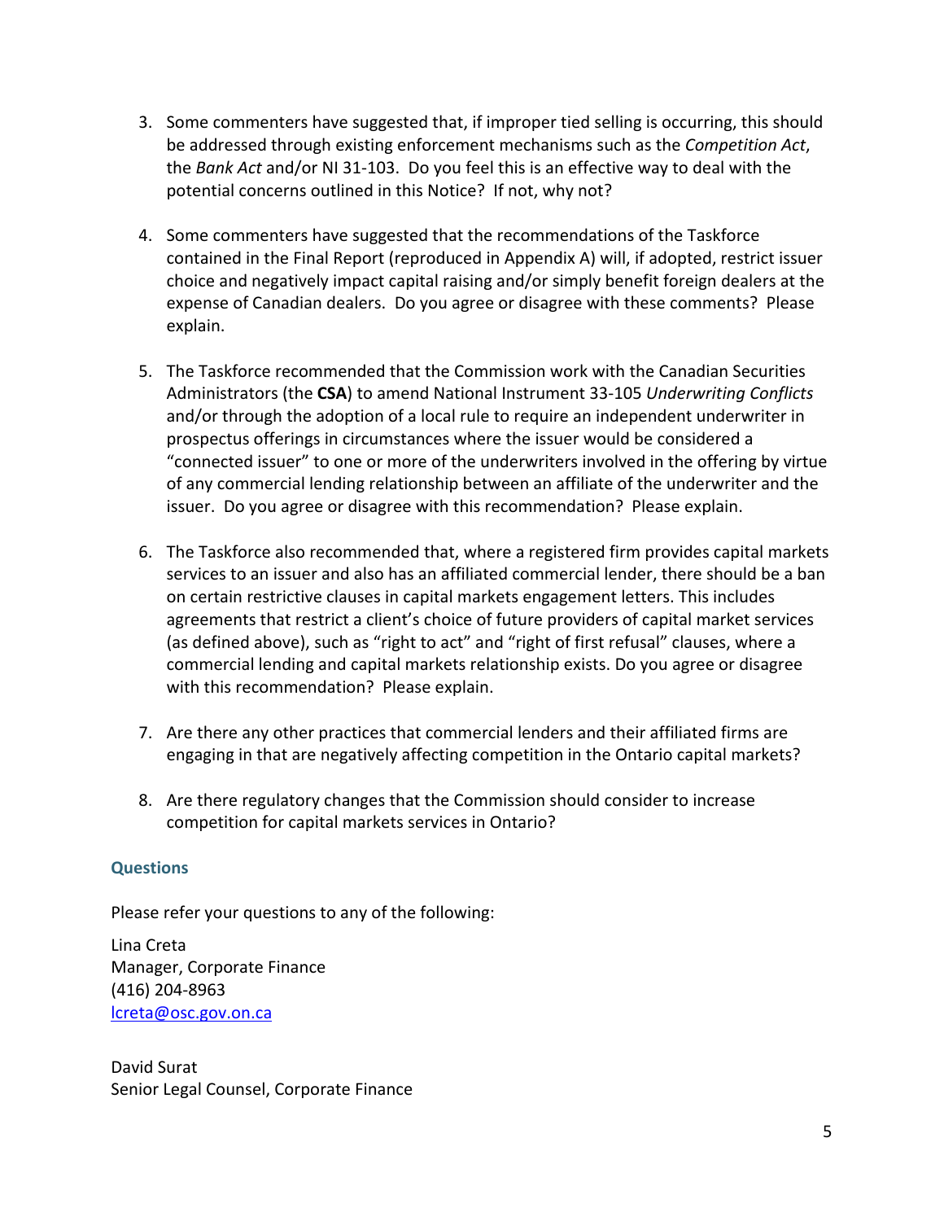3. Some commenters have suggested that, if improper tied selling is occurring, this should be addressed through existing enforcement mechanisms such as the *Competition Act*, the *Bank Act* and/or NI 31-103. Do you feel this is an effective way to deal with the potential concerns outlined in this Notice? If not, why not?

4. Some commenters have suggested that the recommendations of the Taskforce contained in the Final Report (reproduced in Appendix A) will, if adopted, restrict issuer choice and negatively impact capital raising and/or simply benefit foreign dealers at the expense of Canadian dealers. Do you agree or disagree with these comments? Please explain.

5. The Taskforce recommended that the Commission work with the Canadian Securities Administrators (the **CSA**) to amend National Instrument 33-105 *Underwriting Conflicts* and/or through the adoption of a local rule to require an independent underwriter in prospectus offerings in circumstances where the issuer would be considered a "connected issuer" to one or more of the underwriters involved in the offering by virtue of any commercial lending relationship between an affiliate of the underwriter and the issuer. Do you agree or disagree with this recommendation? Please explain.

6. The Taskforce also recommended that, where a registered firm provides capital markets services to an issuer and also has an affiliated commercial lender, there should be a ban on certain restrictive clauses in capital markets engagement letters. This includes agreements that restrict a client's choice of future providers of capital market services (as defined above), such as "right to act" and "right of first refusal" clauses, where a commercial lending and capital markets relationship exists. Do you agree or disagree with this recommendation? Please explain.

7. Are there any other practices that commercial lenders and their affiliated firms are engaging in that are negatively affecting competition in the Ontario capital markets?

8. Are there regulatory changes that the Commission should consider to increase competition for capital markets services in Ontario?

## Questions

Please refer your questions to any of the following:

Lina Creta
Manager, Corporate Finance
(416) 204-8963
lcreta@osc.gov.on.ca

David Surat
Senior Legal Counsel, Corporate Finance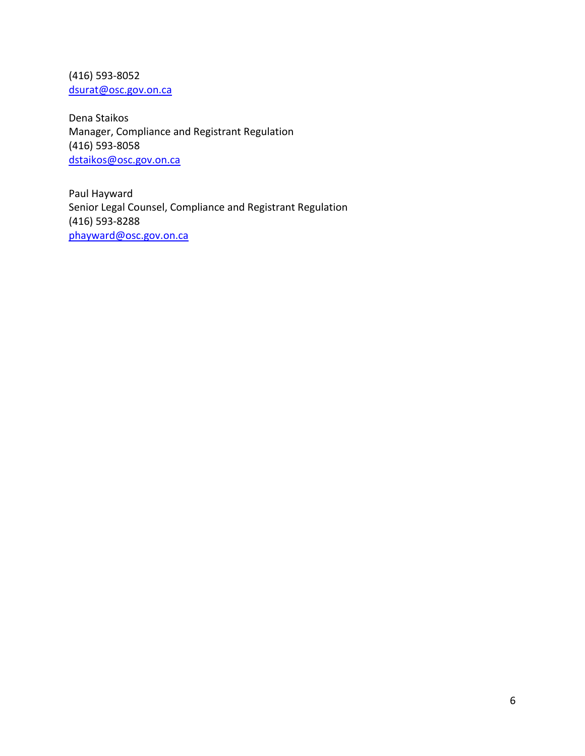(416) 593-8052
dsurat@osc.gov.on.ca

Dena Staikos
Manager, Compliance and Registrant Regulation
(416) 593-8058
dstaikos@osc.gov.on.ca

Paul Hayward
Senior Legal Counsel, Compliance and Registrant Regulation
(416) 593-8288
phayward@osc.gov.on.ca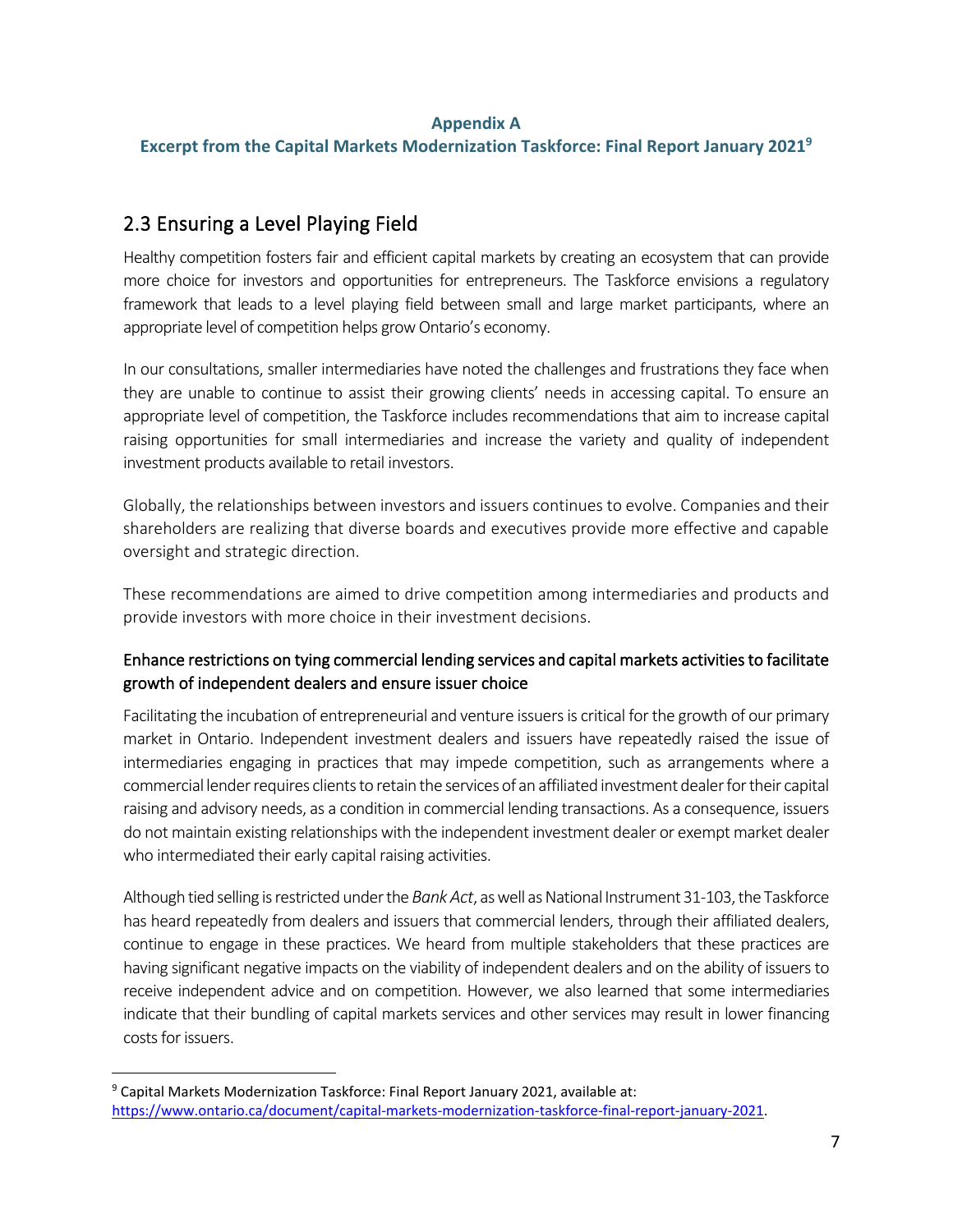**Appendix A**

**Excerpt from the Capital Markets Modernization Taskforce: Final Report January 2021[9]**

## 2.3 Ensuring a Level Playing Field

Healthy competition fosters fair and efficient capital markets by creating an ecosystem that can provide more choice for investors and opportunities for entrepreneurs. The Taskforce envisions a regulatory framework that leads to a level playing field between small and large market participants, where an appropriate level of competition helps grow Ontario's economy.

In our consultations, smaller intermediaries have noted the challenges and frustrations they face when they are unable to continue to assist their growing clients' needs in accessing capital. To ensure an appropriate level of competition, the Taskforce includes recommendations that aim to increase capital raising opportunities for small intermediaries and increase the variety and quality of independent investment products available to retail investors.

Globally, the relationships between investors and issuers continues to evolve. Companies and their shareholders are realizing that diverse boards and executives provide more effective and capable oversight and strategic direction.

These recommendations are aimed to drive competition among intermediaries and products and provide investors with more choice in their investment decisions.

### Enhance restrictions on tying commercial lending services and capital markets activities to facilitate growth of independent dealers and ensure issuer choice

Facilitating the incubation of entrepreneurial and venture issuers is critical for the growth of our primary market in Ontario. Independent investment dealers and issuers have repeatedly raised the issue of intermediaries engaging in practices that may impede competition, such as arrangements where a commercial lender requires clients to retain the services of an affiliated investment dealer for their capital raising and advisory needs, as a condition in commercial lending transactions. As a consequence, issuers do not maintain existing relationships with the independent investment dealer or exempt market dealer who intermediated their early capital raising activities.

Although tied selling is restricted under the *Bank Act*, as well as National Instrument 31-103, the Taskforce has heard repeatedly from dealers and issuers that commercial lenders, through their affiliated dealers, continue to engage in these practices. We heard from multiple stakeholders that these practices are having significant negative impacts on the viability of independent dealers and on the ability of issuers to receive independent advice and on competition. However, we also learned that some intermediaries indicate that their bundling of capital markets services and other services may result in lower financing costs for issuers.

---

[9] Capital Markets Modernization Taskforce: Final Report January 2021, available at: https://www.ontario.ca/document/capital-markets-modernization-taskforce-final-report-january-2021.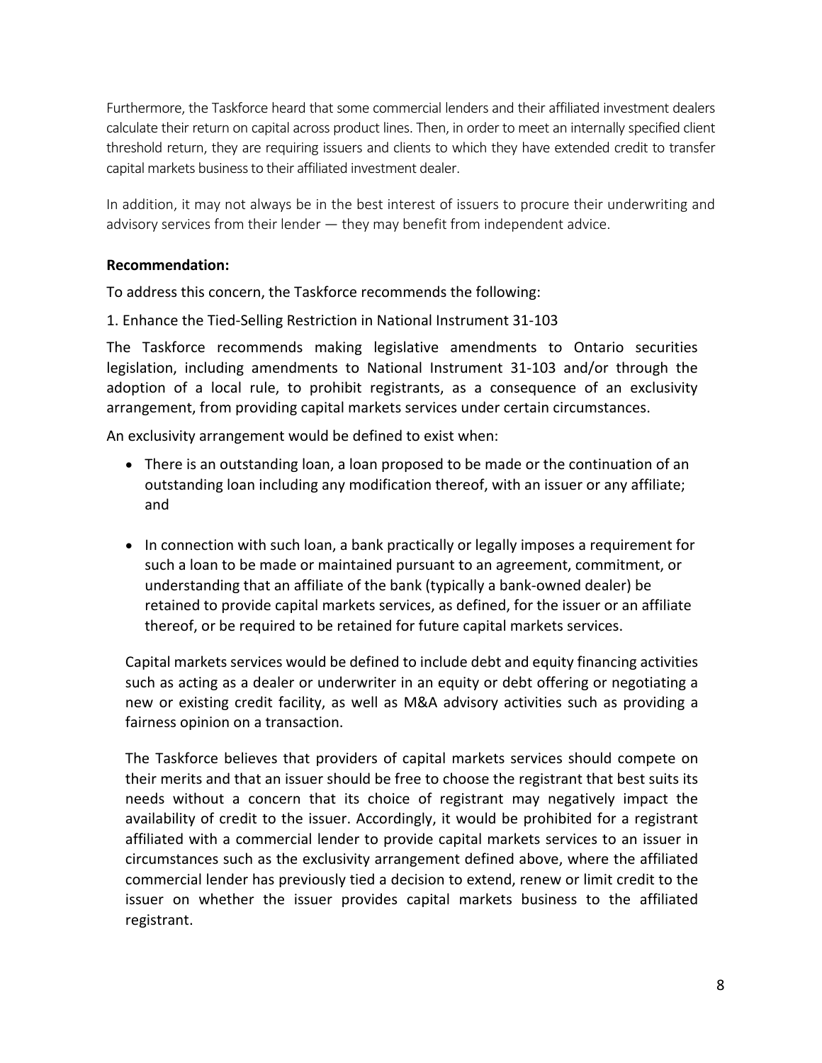Furthermore, the Taskforce heard that some commercial lenders and their affiliated investment dealers calculate their return on capital across product lines. Then, in order to meet an internally specified client threshold return, they are requiring issuers and clients to which they have extended credit to transfer capital markets business to their affiliated investment dealer.

In addition, it may not always be in the best interest of issuers to procure their underwriting and advisory services from their lender — they may benefit from independent advice.

**Recommendation:**

To address this concern, the Taskforce recommends the following:

1. Enhance the Tied-Selling Restriction in National Instrument 31-103

The Taskforce recommends making legislative amendments to Ontario securities legislation, including amendments to National Instrument 31-103 and/or through the adoption of a local rule, to prohibit registrants, as a consequence of an exclusivity arrangement, from providing capital markets services under certain circumstances.

An exclusivity arrangement would be defined to exist when:

- There is an outstanding loan, a loan proposed to be made or the continuation of an outstanding loan including any modification thereof, with an issuer or any affiliate; and
- In connection with such loan, a bank practically or legally imposes a requirement for such a loan to be made or maintained pursuant to an agreement, commitment, or understanding that an affiliate of the bank (typically a bank-owned dealer) be retained to provide capital markets services, as defined, for the issuer or an affiliate thereof, or be required to be retained for future capital markets services.

Capital markets services would be defined to include debt and equity financing activities such as acting as a dealer or underwriter in an equity or debt offering or negotiating a new or existing credit facility, as well as M&A advisory activities such as providing a fairness opinion on a transaction.

The Taskforce believes that providers of capital markets services should compete on their merits and that an issuer should be free to choose the registrant that best suits its needs without a concern that its choice of registrant may negatively impact the availability of credit to the issuer. Accordingly, it would be prohibited for a registrant affiliated with a commercial lender to provide capital markets services to an issuer in circumstances such as the exclusivity arrangement defined above, where the affiliated commercial lender has previously tied a decision to extend, renew or limit credit to the issuer on whether the issuer provides capital markets business to the affiliated registrant.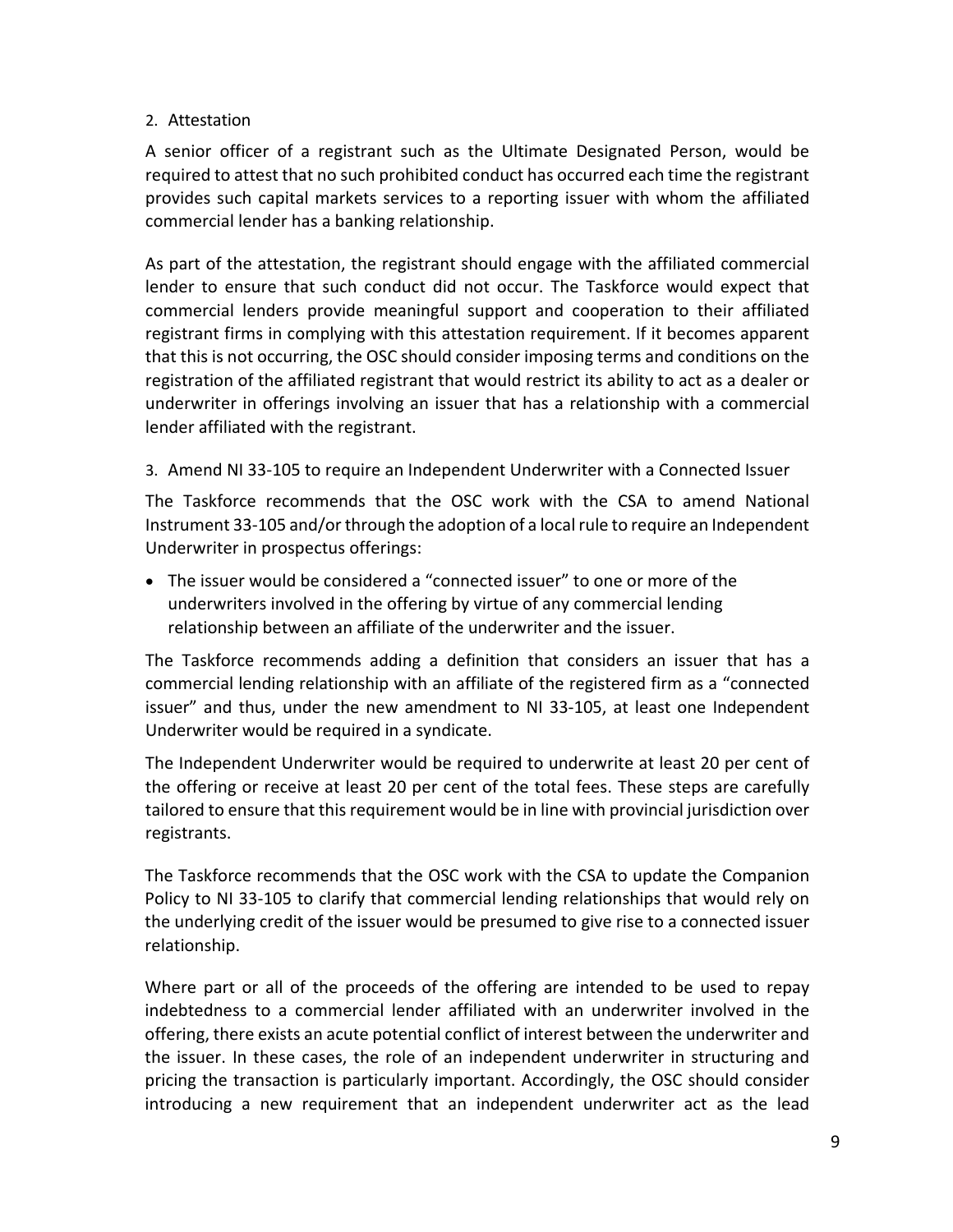2. Attestation

A senior officer of a registrant such as the Ultimate Designated Person, would be required to attest that no such prohibited conduct has occurred each time the registrant provides such capital markets services to a reporting issuer with whom the affiliated commercial lender has a banking relationship.

As part of the attestation, the registrant should engage with the affiliated commercial lender to ensure that such conduct did not occur. The Taskforce would expect that commercial lenders provide meaningful support and cooperation to their affiliated registrant firms in complying with this attestation requirement. If it becomes apparent that this is not occurring, the OSC should consider imposing terms and conditions on the registration of the affiliated registrant that would restrict its ability to act as a dealer or underwriter in offerings involving an issuer that has a relationship with a commercial lender affiliated with the registrant.

3. Amend NI 33-105 to require an Independent Underwriter with a Connected Issuer

The Taskforce recommends that the OSC work with the CSA to amend National Instrument 33-105 and/or through the adoption of a local rule to require an Independent Underwriter in prospectus offerings:

- The issuer would be considered a "connected issuer" to one or more of the underwriters involved in the offering by virtue of any commercial lending relationship between an affiliate of the underwriter and the issuer.

The Taskforce recommends adding a definition that considers an issuer that has a commercial lending relationship with an affiliate of the registered firm as a "connected issuer" and thus, under the new amendment to NI 33-105, at least one Independent Underwriter would be required in a syndicate.

The Independent Underwriter would be required to underwrite at least 20 per cent of the offering or receive at least 20 per cent of the total fees. These steps are carefully tailored to ensure that this requirement would be in line with provincial jurisdiction over registrants.

The Taskforce recommends that the OSC work with the CSA to update the Companion Policy to NI 33-105 to clarify that commercial lending relationships that would rely on the underlying credit of the issuer would be presumed to give rise to a connected issuer relationship.

Where part or all of the proceeds of the offering are intended to be used to repay indebtedness to a commercial lender affiliated with an underwriter involved in the offering, there exists an acute potential conflict of interest between the underwriter and the issuer. In these cases, the role of an independent underwriter in structuring and pricing the transaction is particularly important. Accordingly, the OSC should consider introducing a new requirement that an independent underwriter act as the lead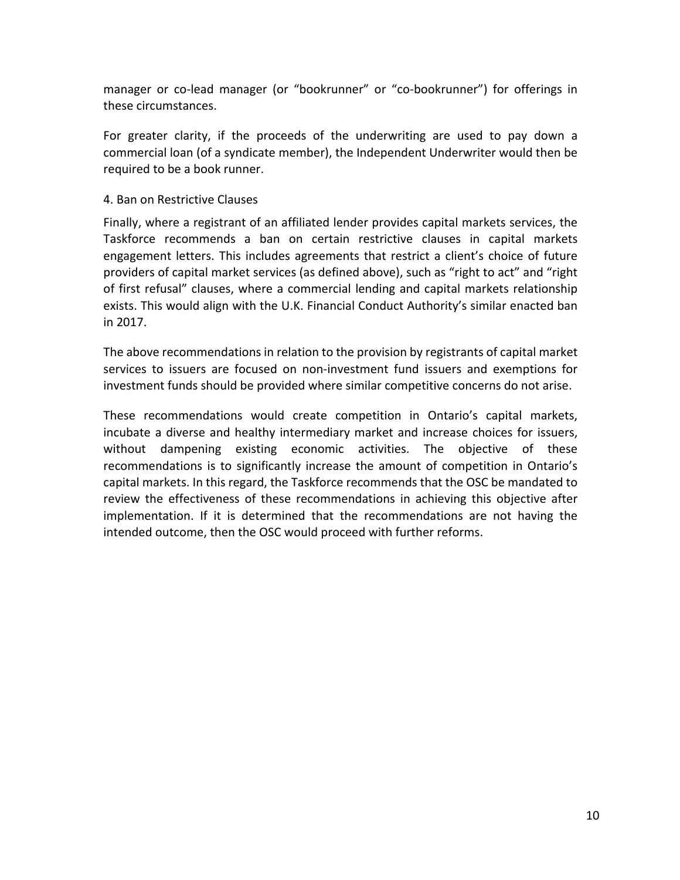manager or co-lead manager (or "bookrunner" or "co-bookrunner") for offerings in these circumstances.

For greater clarity, if the proceeds of the underwriting are used to pay down a commercial loan (of a syndicate member), the Independent Underwriter would then be required to be a book runner.

4. Ban on Restrictive Clauses

Finally, where a registrant of an affiliated lender provides capital markets services, the Taskforce recommends a ban on certain restrictive clauses in capital markets engagement letters. This includes agreements that restrict a client's choice of future providers of capital market services (as defined above), such as "right to act" and "right of first refusal" clauses, where a commercial lending and capital markets relationship exists. This would align with the U.K. Financial Conduct Authority's similar enacted ban in 2017.

The above recommendations in relation to the provision by registrants of capital market services to issuers are focused on non-investment fund issuers and exemptions for investment funds should be provided where similar competitive concerns do not arise.

These recommendations would create competition in Ontario's capital markets, incubate a diverse and healthy intermediary market and increase choices for issuers, without dampening existing economic activities. The objective of these recommendations is to significantly increase the amount of competition in Ontario's capital markets. In this regard, the Taskforce recommends that the OSC be mandated to review the effectiveness of these recommendations in achieving this objective after implementation. If it is determined that the recommendations are not having the intended outcome, then the OSC would proceed with further reforms.